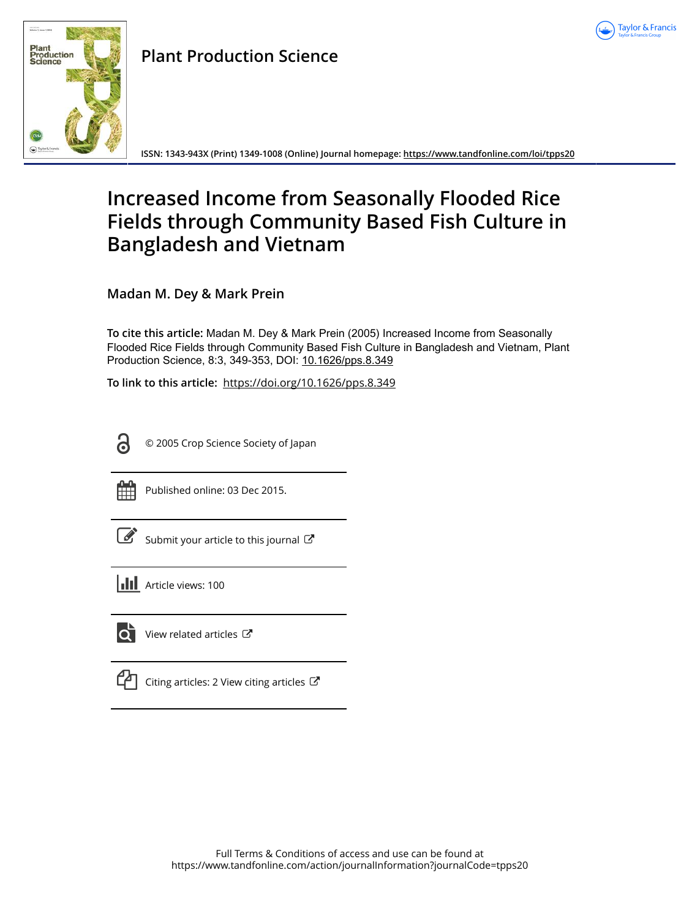# Plant Production Science

ISSN: 1343-943X (Print) 1349-1008 (Online) Journal homepage: https://www.tandfonline.com/loi/tpps20

# Increased Income from Seasonally Flooded Rice Fields through Community Based Fish Culture in Bangladesh and Vietnam

**Madan M. Dey & Mark Prein**

**To cite this article:** Madan M. Dey & Mark Prein (2005) Increased Income from Seasonally Flooded Rice Fields through Community Based Fish Culture in Bangladesh and Vietnam, Plant Production Science, 8:3, 349-353, DOI: 10.1626/pps.8.349

**To link to this article:** https://doi.org/10.1626/pps.8.349

© 2005 Crop Science Society of Japan

Published online: 03 Dec 2015.

Submit your article to this journal

Article views: 100

View related articles

Citing articles: 2 View citing articles

Full Terms & Conditions of access and use can be found at
https://www.tandfonline.com/action/journalInformation?journalCode=tpps20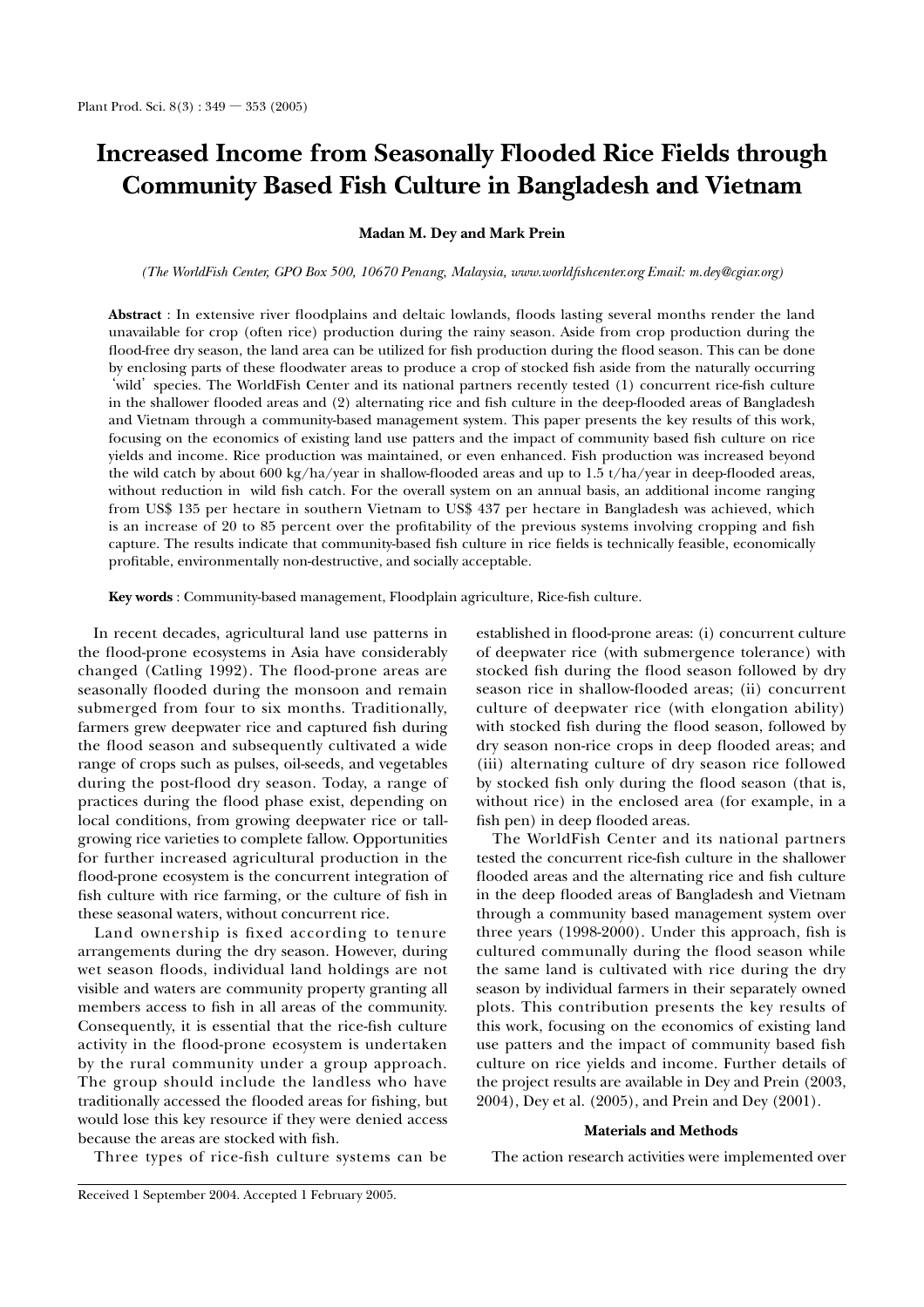# Increased Income from Seasonally Flooded Rice Fields through Community Based Fish Culture in Bangladesh and Vietnam

**Madan M. Dey and Mark Prein**

*(The WorldFish Center, GPO Box 500, 10670 Penang, Malaysia, www.worldfishcenter.org Email: m.dey@cgiar.org)*

**Abstract** : In extensive river floodplains and deltaic lowlands, floods lasting several months render the land unavailable for crop (often rice) production during the rainy season. Aside from crop production during the flood-free dry season, the land area can be utilized for fish production during the flood season. This can be done by enclosing parts of these floodwater areas to produce a crop of stocked fish aside from the naturally occurring 'wild' species. The WorldFish Center and its national partners recently tested (1) concurrent rice-fish culture in the shallower flooded areas and (2) alternating rice and fish culture in the deep-flooded areas of Bangladesh and Vietnam through a community-based management system. This paper presents the key results of this work, focusing on the economics of existing land use patters and the impact of community based fish culture on rice yields and income. Rice production was maintained, or even enhanced. Fish production was increased beyond the wild catch by about 600 kg/ha/year in shallow-flooded areas and up to 1.5 t/ha/year in deep-flooded areas, without reduction in wild fish catch. For the overall system on an annual basis, an additional income ranging from US$ 135 per hectare in southern Vietnam to US$ 437 per hectare in Bangladesh was achieved, which is an increase of 20 to 85 percent over the profitability of the previous systems involving cropping and fish capture. The results indicate that community-based fish culture in rice fields is technically feasible, economically profitable, environmentally non-destructive, and socially acceptable.

**Key words** : Community-based management, Floodplain agriculture, Rice-fish culture.

In recent decades, agricultural land use patterns in the flood-prone ecosystems in Asia have considerably changed (Catling 1992). The flood-prone areas are seasonally flooded during the monsoon and remain submerged from four to six months. Traditionally, farmers grew deepwater rice and captured fish during the flood season and subsequently cultivated a wide range of crops such as pulses, oil-seeds, and vegetables during the post-flood dry season. Today, a range of practices during the flood phase exist, depending on local conditions, from growing deepwater rice or tall-growing rice varieties to complete fallow. Opportunities for further increased agricultural production in the flood-prone ecosystem is the concurrent integration of fish culture with rice farming, or the culture of fish in these seasonal waters, without concurrent rice.

Land ownership is fixed according to tenure arrangements during the dry season. However, during wet season floods, individual land holdings are not visible and waters are community property granting all members access to fish in all areas of the community. Consequently, it is essential that the rice-fish culture activity in the flood-prone ecosystem is undertaken by the rural community under a group approach. The group should include the landless who have traditionally accessed the flooded areas for fishing, but would lose this key resource if they were denied access because the areas are stocked with fish.

Three types of rice-fish culture systems can be established in flood-prone areas: (i) concurrent culture of deepwater rice (with submergence tolerance) with stocked fish during the flood season followed by dry season rice in shallow-flooded areas; (ii) concurrent culture of deepwater rice (with elongation ability) with stocked fish during the flood season, followed by dry season non-rice crops in deep flooded areas; and (iii) alternating culture of dry season rice followed by stocked fish only during the flood season (that is, without rice) in the enclosed area (for example, in a fish pen) in deep flooded areas.

The WorldFish Center and its national partners tested the concurrent rice-fish culture in the shallower flooded areas and the alternating rice and fish culture in the deep flooded areas of Bangladesh and Vietnam through a community based management system over three years (1998-2000). Under this approach, fish is cultured communally during the flood season while the same land is cultivated with rice during the dry season by individual farmers in their separately owned plots. This contribution presents the key results of this work, focusing on the economics of existing land use patters and the impact of community based fish culture on rice yields and income. Further details of the project results are available in Dey and Prein (2003, 2004), Dey et al. (2005), and Prein and Dey (2001).

## Materials and Methods

The action research activities were implemented over

Received 1 September 2004. Accepted 1 February 2005.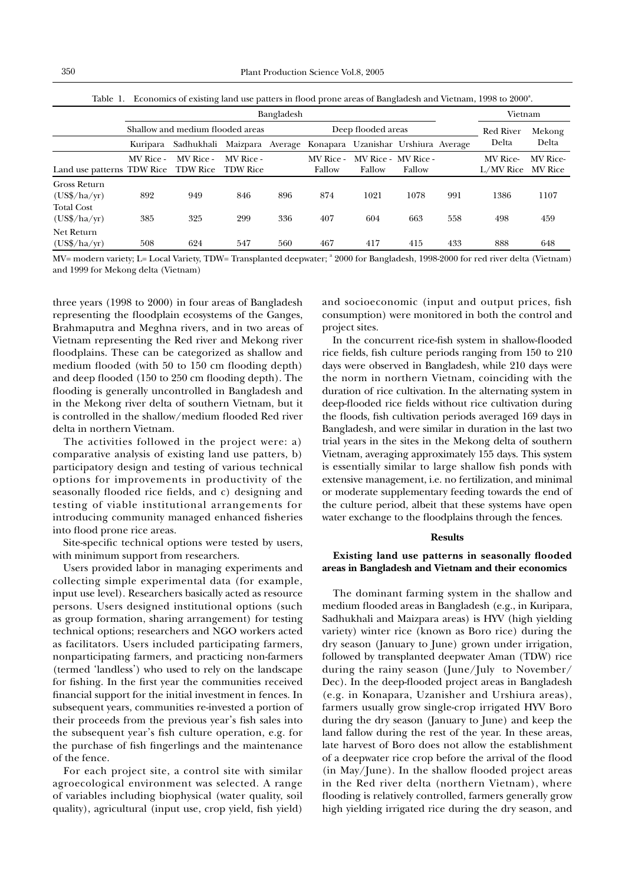Table 1. Economics of existing land use patters in flood prone areas of Bangladesh and Vietnam, 1998 to 2000[a].

| | Bangladesh | | | | | | | | Vietnam | |
|---|---|---|---|---|---|---|---|---|---|---|
| | Shallow and medium flooded areas | | | | Deep flooded areas | | | | Red River Delta | Mekong Delta |
| | Kuripara | Sadhukhali | Maizpara | Average | Konapara | Uzanishar | Urshiura | Average | | |
| Land use patterns | MV Rice - TDW Rice | MV Rice - TDW Rice | MV Rice - TDW Rice | | MV Rice - Fallow | MV Rice - Fallow | MV Rice - Fallow | | MV Rice- L/MV Rice | MV Rice- MV Rice |
| Gross Return (US$/ha/yr) | 892 | 949 | 846 | 896 | 874 | 1021 | 1078 | 991 | 1386 | 1107 |
| Total Cost (US$/ha/yr) | 385 | 325 | 299 | 336 | 407 | 604 | 663 | 558 | 498 | 459 |
| Net Return (US$/ha/yr) | 508 | 624 | 547 | 560 | 467 | 417 | 415 | 433 | 888 | 648 |

MV= modern variety; L= Local Variety, TDW= Transplanted deepwater; [a] 2000 for Bangladesh, 1998-2000 for red river delta (Vietnam) and 1999 for Mekong delta (Vietnam)

three years (1998 to 2000) in four areas of Bangladesh representing the floodplain ecosystems of the Ganges, Brahmaputra and Meghna rivers, and in two areas of Vietnam representing the Red river and Mekong river floodplains. These can be categorized as shallow and medium flooded (with 50 to 150 cm flooding depth) and deep flooded (150 to 250 cm flooding depth). The flooding is generally uncontrolled in Bangladesh and in the Mekong river delta of southern Vietnam, but it is controlled in the shallow/medium flooded Red river delta in northern Vietnam.

The activities followed in the project were: a) comparative analysis of existing land use patters, b) participatory design and testing of various technical options for improvements in productivity of the seasonally flooded rice fields, and c) designing and testing of viable institutional arrangements for introducing community managed enhanced fisheries into flood prone rice areas.

Site-specific technical options were tested by users, with minimum support from researchers.

Users provided labor in managing experiments and collecting simple experimental data (for example, input use level). Researchers basically acted as resource persons. Users designed institutional options (such as group formation, sharing arrangement) for testing technical options; researchers and NGO workers acted as facilitators. Users included participating farmers, nonparticipating farmers, and practicing non-farmers (termed 'landless') who used to rely on the landscape for fishing. In the first year the communities received financial support for the initial investment in fences. In subsequent years, communities re-invested a portion of their proceeds from the previous year's fish sales into the subsequent year's fish culture operation, e.g. for the purchase of fish fingerlings and the maintenance of the fence.

For each project site, a control site with similar agroecological environment was selected. A range of variables including biophysical (water quality, soil quality), agricultural (input use, crop yield, fish yield) and socioeconomic (input and output prices, fish consumption) were monitored in both the control and project sites.

In the concurrent rice-fish system in shallow-flooded rice fields, fish culture periods ranging from 150 to 210 days were observed in Bangladesh, while 210 days were the norm in northern Vietnam, coinciding with the duration of rice cultivation. In the alternating system in deep-flooded rice fields without rice cultivation during the floods, fish cultivation periods averaged 169 days in Bangladesh, and were similar in duration in the last two trial years in the sites in the Mekong delta of southern Vietnam, averaging approximately 155 days. This system is essentially similar to large shallow fish ponds with extensive management, i.e. no fertilization, and minimal or moderate supplementary feeding towards the end of the culture period, albeit that these systems have open water exchange to the floodplains through the fences.

## Results

### Existing land use patterns in seasonally flooded areas in Bangladesh and Vietnam and their economics

The dominant farming system in the shallow and medium flooded areas in Bangladesh (e.g., in Kuripara, Sadhukhali and Maizpara areas) is HYV (high yielding variety) winter rice (known as Boro rice) during the dry season (January to June) grown under irrigation, followed by transplanted deepwater Aman (TDW) rice during the rainy season (June/July to November/Dec). In the deep-flooded project areas in Bangladesh (e.g. in Konapara, Uzanisher and Urshiura areas), farmers usually grow single-crop irrigated HYV Boro during the dry season (January to June) and keep the land fallow during the rest of the year. In these areas, late harvest of Boro does not allow the establishment of a deepwater rice crop before the arrival of the flood (in May/June). In the shallow flooded project areas in the Red river delta (northern Vietnam), where flooding is relatively controlled, farmers generally grow high yielding irrigated rice during the dry season, and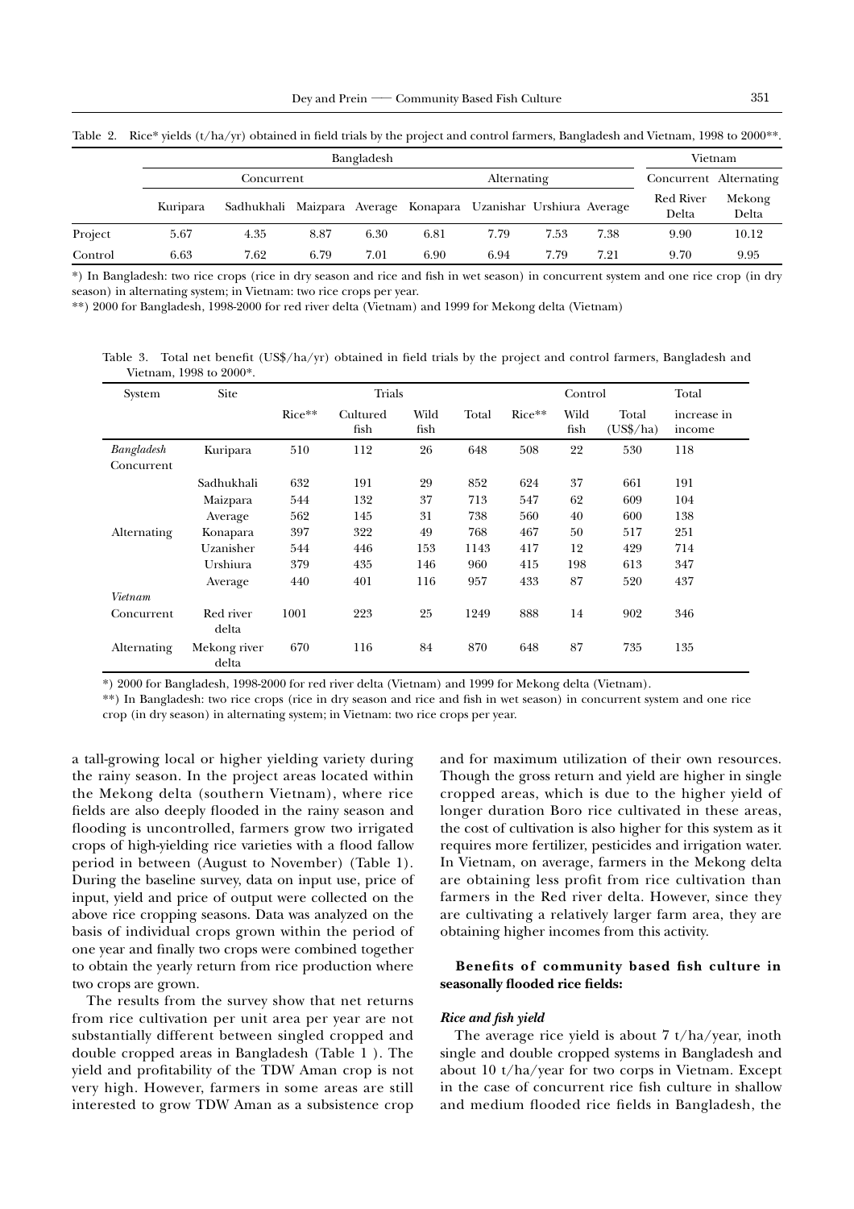Table 2. Rice* yields (t/ha/yr) obtained in field trials by the project and control farmers, Bangladesh and Vietnam, 1998 to 2000**.

| | Bangladesh | | | | | | | | Vietnam | |
|---|---|---|---|---|---|---|---|---|---|---|
| | Concurrent | | | | Alternating | | | | Concurrent | Alternating |
| | Kuripara | Sadhukhali | Maizpara | Average | Konapara | Uzanishar | Urshiura | Average | Red River Delta | Mekong Delta |
| Project | 5.67 | 4.35 | 8.87 | 6.30 | 6.81 | 7.79 | 7.53 | 7.38 | 9.90 | 10.12 |
| Control | 6.63 | 7.62 | 6.79 | 7.01 | 6.90 | 6.94 | 7.79 | 7.21 | 9.70 | 9.95 |

*) In Bangladesh: two rice crops (rice in dry season and rice and fish in wet season) in concurrent system and one rice crop (in dry season) in alternating system; in Vietnam: two rice crops per year.

**) 2000 for Bangladesh, 1998-2000 for red river delta (Vietnam) and 1999 for Mekong delta (Vietnam)

Table 3. Total net benefit (US$/ha/yr) obtained in field trials by the project and control farmers, Bangladesh and Vietnam, 1998 to 2000*.

| System | Site | Trials | | | | Control | | | Total |
|---|---|---|---|---|---|---|---|---|---|
| | | Rice** | Cultured fish | Wild fish | Total | Rice** | Wild fish | Total (US$/ha) | increase in income |
| *Bangladesh* Concurrent | Kuripara | 510 | 112 | 26 | 648 | 508 | 22 | 530 | 118 |
| | Sadhukhali | 632 | 191 | 29 | 852 | 624 | 37 | 661 | 191 |
| | Maizpara | 544 | 132 | 37 | 713 | 547 | 62 | 609 | 104 |
| | Average | 562 | 145 | 31 | 738 | 560 | 40 | 600 | 138 |
| Alternating | Konapara | 397 | 322 | 49 | 768 | 467 | 50 | 517 | 251 |
| | Uzanisher | 544 | 446 | 153 | 1143 | 417 | 12 | 429 | 714 |
| | Urshiura | 379 | 435 | 146 | 960 | 415 | 198 | 613 | 347 |
| | Average | 440 | 401 | 116 | 957 | 433 | 87 | 520 | 437 |
| *Vietnam* | | | | | | | | | |
| Concurrent | Red river delta | 1001 | 223 | 25 | 1249 | 888 | 14 | 902 | 346 |
| Alternating | Mekong river delta | 670 | 116 | 84 | 870 | 648 | 87 | 735 | 135 |

*) 2000 for Bangladesh, 1998-2000 for red river delta (Vietnam) and 1999 for Mekong delta (Vietnam).

**) In Bangladesh: two rice crops (rice in dry season and rice and fish in wet season) in concurrent system and one rice crop (in dry season) in alternating system; in Vietnam: two rice crops per year.

a tall-growing local or higher yielding variety during the rainy season. In the project areas located within the Mekong delta (southern Vietnam), where rice fields are also deeply flooded in the rainy season and flooding is uncontrolled, farmers grow two irrigated crops of high-yielding rice varieties with a flood fallow period in between (August to November) (Table 1). During the baseline survey, data on input use, price of input, yield and price of output were collected on the above rice cropping seasons. Data was analyzed on the basis of individual crops grown within the period of one year and finally two crops were combined together to obtain the yearly return from rice production where two crops are grown.

The results from the survey show that net returns from rice cultivation per unit area per year are not substantially different between singled cropped and double cropped areas in Bangladesh (Table 1 ). The yield and profitability of the TDW Aman crop is not very high. However, farmers in some areas are still interested to grow TDW Aman as a subsistence crop and for maximum utilization of their own resources. Though the gross return and yield are higher in single cropped areas, which is due to the higher yield of longer duration Boro rice cultivated in these areas, the cost of cultivation is also higher for this system as it requires more fertilizer, pesticides and irrigation water. In Vietnam, on average, farmers in the Mekong delta are obtaining less profit from rice cultivation than farmers in the Red river delta. However, since they are cultivating a relatively larger farm area, they are obtaining higher incomes from this activity.

**Benefits of community based fish culture in seasonally flooded rice fields:**

***Rice and fish yield***

The average rice yield is about 7 t/ha/year, inoth single and double cropped systems in Bangladesh and about 10 t/ha/year for two corps in Vietnam. Except in the case of concurrent rice fish culture in shallow and medium flooded rice fields in Bangladesh, the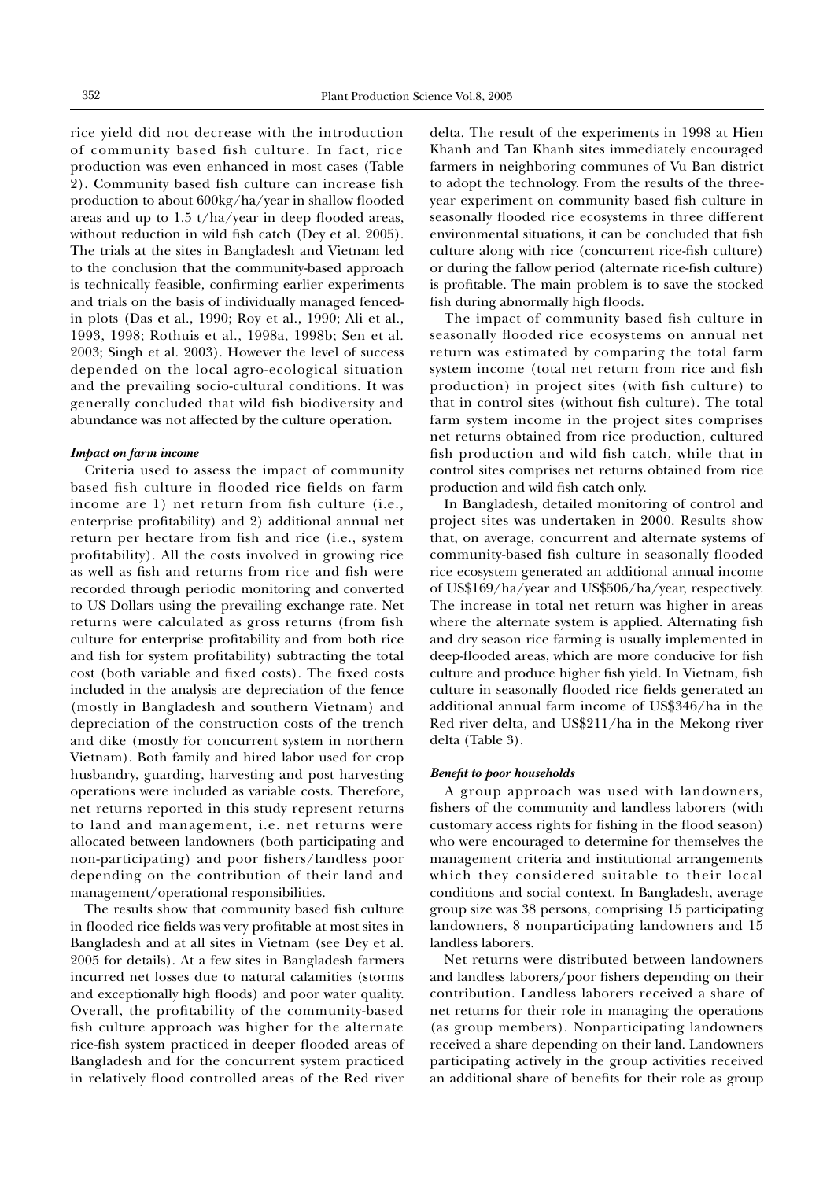rice yield did not decrease with the introduction of community based fish culture. In fact, rice production was even enhanced in most cases (Table 2). Community based fish culture can increase fish production to about 600kg/ha/year in shallow flooded areas and up to 1.5 t/ha/year in deep flooded areas, without reduction in wild fish catch (Dey et al. 2005). The trials at the sites in Bangladesh and Vietnam led to the conclusion that the community-based approach is technically feasible, confirming earlier experiments and trials on the basis of individually managed fenced-in plots (Das et al., 1990; Roy et al., 1990; Ali et al., 1993, 1998; Rothuis et al., 1998a, 1998b; Sen et al. 2003; Singh et al. 2003). However the level of success depended on the local agro-ecological situation and the prevailing socio-cultural conditions. It was generally concluded that wild fish biodiversity and abundance was not affected by the culture operation.

### *Impact on farm income*

Criteria used to assess the impact of community based fish culture in flooded rice fields on farm income are 1) net return from fish culture (i.e., enterprise profitability) and 2) additional annual net return per hectare from fish and rice (i.e., system profitability). All the costs involved in growing rice as well as fish and returns from rice and fish were recorded through periodic monitoring and converted to US Dollars using the prevailing exchange rate. Net returns were calculated as gross returns (from fish culture for enterprise profitability and from both rice and fish for system profitability) subtracting the total cost (both variable and fixed costs). The fixed costs included in the analysis are depreciation of the fence (mostly in Bangladesh and southern Vietnam) and depreciation of the construction costs of the trench and dike (mostly for concurrent system in northern Vietnam). Both family and hired labor used for crop husbandry, guarding, harvesting and post harvesting operations were included as variable costs. Therefore, net returns reported in this study represent returns to land and management, i.e. net returns were allocated between landowners (both participating and non-participating) and poor fishers/landless poor depending on the contribution of their land and management/operational responsibilities.

The results show that community based fish culture in flooded rice fields was very profitable at most sites in Bangladesh and at all sites in Vietnam (see Dey et al. 2005 for details). At a few sites in Bangladesh farmers incurred net losses due to natural calamities (storms and exceptionally high floods) and poor water quality. Overall, the profitability of the community-based fish culture approach was higher for the alternate rice-fish system practiced in deeper flooded areas of Bangladesh and for the concurrent system practiced in relatively flood controlled areas of the Red river delta. The result of the experiments in 1998 at Hien Khanh and Tan Khanh sites immediately encouraged farmers in neighboring communes of Vu Ban district to adopt the technology. From the results of the three-year experiment on community based fish culture in seasonally flooded rice ecosystems in three different environmental situations, it can be concluded that fish culture along with rice (concurrent rice-fish culture) or during the fallow period (alternate rice-fish culture) is profitable. The main problem is to save the stocked fish during abnormally high floods.

The impact of community based fish culture in seasonally flooded rice ecosystems on annual net return was estimated by comparing the total farm system income (total net return from rice and fish production) in project sites (with fish culture) to that in control sites (without fish culture). The total farm system income in the project sites comprises net returns obtained from rice production, cultured fish production and wild fish catch, while that in control sites comprises net returns obtained from rice production and wild fish catch only.

In Bangladesh, detailed monitoring of control and project sites was undertaken in 2000. Results show that, on average, concurrent and alternate systems of community-based fish culture in seasonally flooded rice ecosystem generated an additional annual income of US$169/ha/year and US$506/ha/year, respectively. The increase in total net return was higher in areas where the alternate system is applied. Alternating fish and dry season rice farming is usually implemented in deep-flooded areas, which are more conducive for fish culture and produce higher fish yield. In Vietnam, fish culture in seasonally flooded rice fields generated an additional annual farm income of US$346/ha in the Red river delta, and US$211/ha in the Mekong river delta (Table 3).

### *Benefit to poor households*

A group approach was used with landowners, fishers of the community and landless laborers (with customary access rights for fishing in the flood season) who were encouraged to determine for themselves the management criteria and institutional arrangements which they considered suitable to their local conditions and social context. In Bangladesh, average group size was 38 persons, comprising 15 participating landowners, 8 nonparticipating landowners and 15 landless laborers.

Net returns were distributed between landowners and landless laborers/poor fishers depending on their contribution. Landless laborers received a share of net returns for their role in managing the operations (as group members). Nonparticipating landowners received a share depending on their land. Landowners participating actively in the group activities received an additional share of benefits for their role as group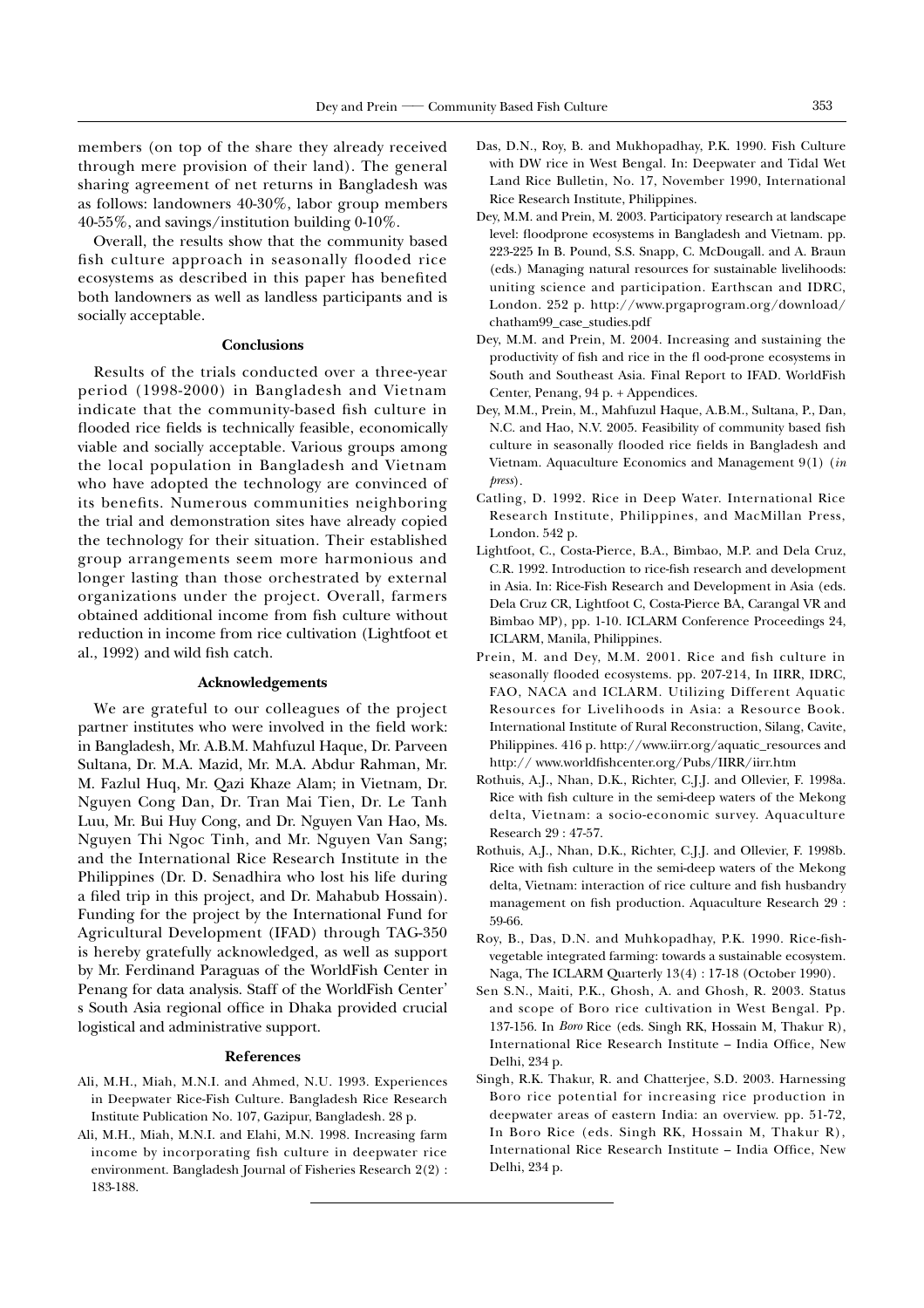members (on top of the share they already received through mere provision of their land). The general sharing agreement of net returns in Bangladesh was as follows: landowners 40-30%, labor group members 40-55%, and savings/institution building 0-10%.

Overall, the results show that the community based fish culture approach in seasonally flooded rice ecosystems as described in this paper has benefited both landowners as well as landless participants and is socially acceptable.

## Conclusions

Results of the trials conducted over a three-year period (1998-2000) in Bangladesh and Vietnam indicate that the community-based fish culture in flooded rice fields is technically feasible, economically viable and socially acceptable. Various groups among the local population in Bangladesh and Vietnam who have adopted the technology are convinced of its benefits. Numerous communities neighboring the trial and demonstration sites have already copied the technology for their situation. Their established group arrangements seem more harmonious and longer lasting than those orchestrated by external organizations under the project. Overall, farmers obtained additional income from fish culture without reduction in income from rice cultivation (Lightfoot et al., 1992) and wild fish catch.

## Acknowledgements

We are grateful to our colleagues of the project partner institutes who were involved in the field work: in Bangladesh, Mr. A.B.M. Mahfuzul Haque, Dr. Parveen Sultana, Dr. M.A. Mazid, Mr. M.A. Abdur Rahman, Mr. M. Fazlul Huq, Mr. Qazi Khaze Alam; in Vietnam, Dr. Nguyen Cong Dan, Dr. Tran Mai Tien, Dr. Le Tanh Luu, Mr. Bui Huy Cong, and Dr. Nguyen Van Hao, Ms. Nguyen Thi Ngoc Tinh, and Mr. Nguyen Van Sang; and the International Rice Research Institute in the Philippines (Dr. D. Senadhira who lost his life during a filed trip in this project, and Dr. Mahabub Hossain). Funding for the project by the International Fund for Agricultural Development (IFAD) through TAG-350 is hereby gratefully acknowledged, as well as support by Mr. Ferdinand Paraguas of the WorldFish Center in Penang for data analysis. Staff of the WorldFish Center' s South Asia regional office in Dhaka provided crucial logistical and administrative support.

## References

Ali, M.H., Miah, M.N.I. and Ahmed, N.U. 1993. Experiences in Deepwater Rice-Fish Culture. Bangladesh Rice Research Institute Publication No. 107, Gazipur, Bangladesh. 28 p.

Ali, M.H., Miah, M.N.I. and Elahi, M.N. 1998. Increasing farm income by incorporating fish culture in deepwater rice environment. Bangladesh Journal of Fisheries Research 2(2) : 183-188.

Das, D.N., Roy, B. and Mukhopadhay, P.K. 1990. Fish Culture with DW rice in West Bengal. In: Deepwater and Tidal Wet Land Rice Bulletin, No. 17, November 1990, International Rice Research Institute, Philippines.

Dey, M.M. and Prein, M. 2003. Participatory research at landscape level: floodprone ecosystems in Bangladesh and Vietnam. pp. 223-225 In B. Pound, S.S. Snapp, C. McDougall. and A. Braun (eds.) Managing natural resources for sustainable livelihoods: uniting science and participation. Earthscan and IDRC, London. 252 p. http://www.prgaprogram.org/download/chatham99_case_studies.pdf

Dey, M.M. and Prein, M. 2004. Increasing and sustaining the productivity of fish and rice in the fl ood-prone ecosystems in South and Southeast Asia. Final Report to IFAD. WorldFish Center, Penang, 94 p. + Appendices.

Dey, M.M., Prein, M., Mahfuzul Haque, A.B.M., Sultana, P., Dan, N.C. and Hao, N.V. 2005. Feasibility of community based fish culture in seasonally flooded rice fields in Bangladesh and Vietnam. Aquaculture Economics and Management 9(1) (*in press*).

Catling, D. 1992. Rice in Deep Water. International Rice Research Institute, Philippines, and MacMillan Press, London. 542 p.

Lightfoot, C., Costa-Pierce, B.A., Bimbao, M.P. and Dela Cruz, C.R. 1992. Introduction to rice-fish research and development in Asia. In: Rice-Fish Research and Development in Asia (eds. Dela Cruz CR, Lightfoot C, Costa-Pierce BA, Carangal VR and Bimbao MP), pp. 1-10. ICLARM Conference Proceedings 24, ICLARM, Manila, Philippines.

Prein, M. and Dey, M.M. 2001. Rice and fish culture in seasonally flooded ecosystems. pp. 207-214, In IIRR, IDRC, FAO, NACA and ICLARM. Utilizing Different Aquatic Resources for Livelihoods in Asia: a Resource Book. International Institute of Rural Reconstruction, Silang, Cavite, Philippines. 416 p. http://www.iirr.org/aquatic_resources and http:// www.worldfishcenter.org/Pubs/IIRR/iirr.htm

Rothuis, A.J., Nhan, D.K., Richter, C.J.J. and Ollevier, F. 1998a. Rice with fish culture in the semi-deep waters of the Mekong delta, Vietnam: a socio-economic survey. Aquaculture Research 29 : 47-57.

Rothuis, A.J., Nhan, D.K., Richter, C.J.J. and Ollevier, F. 1998b. Rice with fish culture in the semi-deep waters of the Mekong delta, Vietnam: interaction of rice culture and fish husbandry management on fish production. Aquaculture Research 29 : 59-66.

Roy, B., Das, D.N. and Muhkopadhay, P.K. 1990. Rice-fish-vegetable integrated farming: towards a sustainable ecosystem. Naga, The ICLARM Quarterly 13(4) : 17-18 (October 1990).

Sen S.N., Maiti, P.K., Ghosh, A. and Ghosh, R. 2003. Status and scope of Boro rice cultivation in West Bengal. Pp. 137-156. In *Boro* Rice (eds. Singh RK, Hossain M, Thakur R), International Rice Research Institute – India Office, New Delhi, 234 p.

Singh, R.K. Thakur, R. and Chatterjee, S.D. 2003. Harnessing Boro rice potential for increasing rice production in deepwater areas of eastern India: an overview. pp. 51-72, In Boro Rice (eds. Singh RK, Hossain M, Thakur R), International Rice Research Institute – India Office, New Delhi, 234 p.